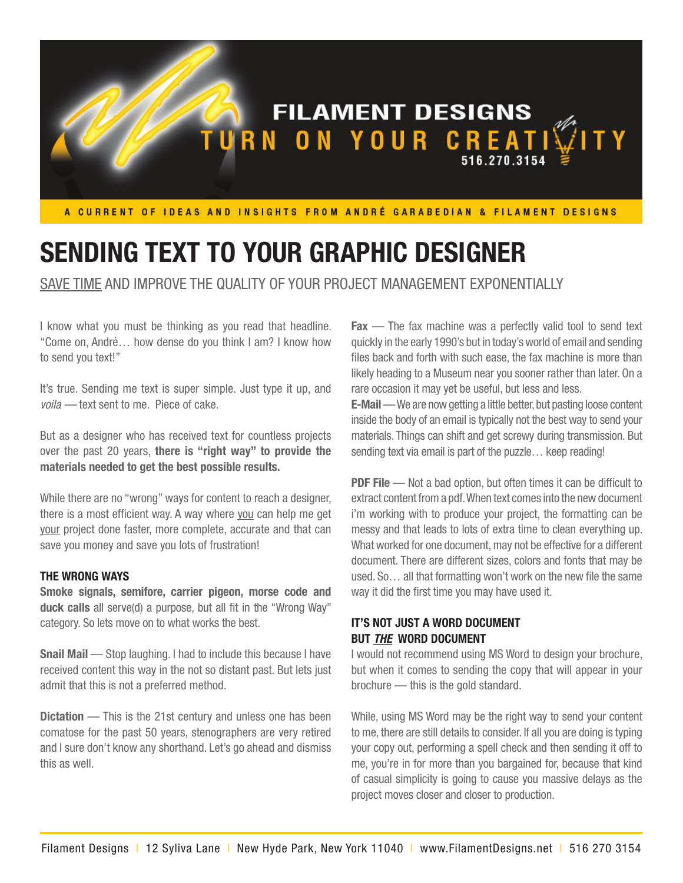FILAMENT DESIGNS

TURN ON YOUR CREATIVITY

516.270.3154

A CURRENT OF IDEAS AND INSIGHTS FROM ANDRÉ GARABEDIAN & FILAMENT DESIGNS

# SENDING TEXT TO YOUR GRAPHIC DESIGNER

SAVE TIME AND IMPROVE THE QUALITY OF YOUR PROJECT MANAGEMENT EXPONENTIALLY

I know what you must be thinking as you read that headline. "Come on, André… how dense do you think I am? I know how to send you text!"

It's true. Sending me text is super simple. Just type it up, and *voila* — text sent to me. Piece of cake.

But as a designer who has received text for countless projects over the past 20 years, **there is "right way" to provide the materials needed to get the best possible results.**

While there are no "wrong" ways for content to reach a designer, there is a most efficient way. A way where you can help me get your project done faster, more complete, accurate and that can save you money and save you lots of frustration!

### THE WRONG WAYS

**Smoke signals, semifore, carrier pigeon, morse code and duck calls** all serve(d) a purpose, but all fit in the "Wrong Way" category. So lets move on to what works the best.

**Snail Mail** — Stop laughing. I had to include this because I have received content this way in the not so distant past. But lets just admit that this is not a preferred method.

**Dictation** — This is the 21st century and unless one has been comatose for the past 50 years, stenographers are very retired and I sure don't know any shorthand. Let's go ahead and dismiss this as well.

**Fax** — The fax machine was a perfectly valid tool to send text quickly in the early 1990's but in today's world of email and sending files back and forth with such ease, the fax machine is more than likely heading to a Museum near you sooner rather than later. On a rare occasion it may yet be useful, but less and less.

**E-Mail** — We are now getting a little better, but pasting loose content inside the body of an email is typically not the best way to send your materials. Things can shift and get screwy during transmission. But sending text via email is part of the puzzle… keep reading!

**PDF File** — Not a bad option, but often times it can be difficult to extract content from a pdf. When text comes into the new document i'm working with to produce your project, the formatting can be messy and that leads to lots of extra time to clean everything up. What worked for one document, may not be effective for a different document. There are different sizes, colors and fonts that may be used. So… all that formatting won't work on the new file the same way it did the first time you may have used it.

### IT'S NOT JUST A WORD DOCUMENT BUT *THE* WORD DOCUMENT

I would not recommend using MS Word to design your brochure, but when it comes to sending the copy that will appear in your brochure — this is the gold standard.

While, using MS Word may be the right way to send your content to me, there are still details to consider. If all you are doing is typing your copy out, performing a spell check and then sending it off to me, you're in for more than you bargained for, because that kind of casual simplicity is going to cause you massive delays as the project moves closer and closer to production.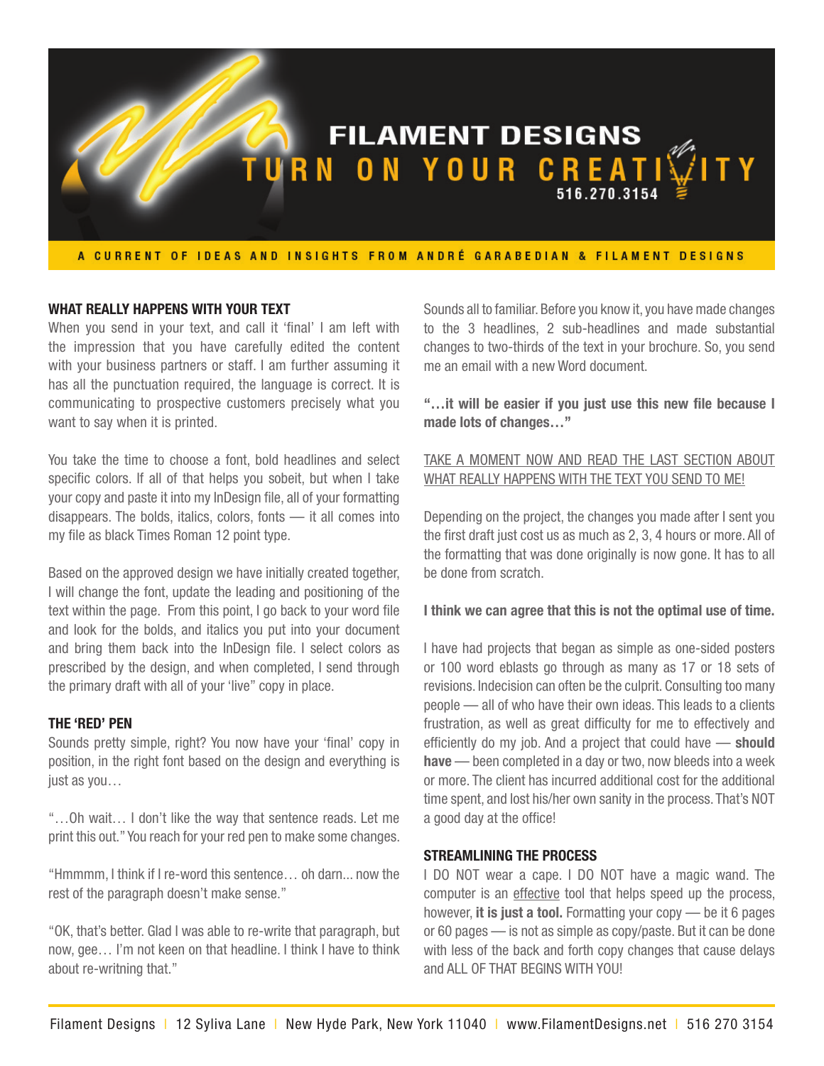# FILAMENT DESIGNS

TURN ON YOUR CREATIVITY

516.270.3154

A CURRENT OF IDEAS AND INSIGHTS FROM ANDRÉ GARABEDIAN & FILAMENT DESIGNS

**WHAT REALLY HAPPENS WITH YOUR TEXT**

When you send in your text, and call it 'final' I am left with the impression that you have carefully edited the content with your business partners or staff. I am further assuming it has all the punctuation required, the language is correct. It is communicating to prospective customers precisely what you want to say when it is printed.

You take the time to choose a font, bold headlines and select specific colors. If all of that helps you sobeit, but when I take your copy and paste it into my InDesign file, all of your formatting disappears. The bolds, italics, colors, fonts — it all comes into my file as black Times Roman 12 point type.

Based on the approved design we have initially created together, I will change the font, update the leading and positioning of the text within the page. From this point, I go back to your word file and look for the bolds, and italics you put into your document and bring them back into the InDesign file. I select colors as prescribed by the design, and when completed, I send through the primary draft with all of your 'live" copy in place.

**THE 'RED' PEN**

Sounds pretty simple, right? You now have your 'final' copy in position, in the right font based on the design and everything is just as you…

"…Oh wait… I don't like the way that sentence reads. Let me print this out." You reach for your red pen to make some changes.

"Hmmmm, I think if I re-word this sentence… oh darn... now the rest of the paragraph doesn't make sense."

"OK, that's better. Glad I was able to re-write that paragraph, but now, gee… I'm not keen on that headline. I think I have to think about re-writning that."

Sounds all to familiar. Before you know it, you have made changes to the 3 headlines, 2 sub-headlines and made substantial changes to two-thirds of the text in your brochure. So, you send me an email with a new Word document.

**"…it will be easier if you just use this new file because I made lots of changes…"**

<u>TAKE A MOMENT NOW AND READ THE LAST SECTION ABOUT WHAT REALLY HAPPENS WITH THE TEXT YOU SEND TO ME!</u>

Depending on the project, the changes you made after I sent you the first draft just cost us as much as 2, 3, 4 hours or more. All of the formatting that was done originally is now gone. It has to all be done from scratch.

**I think we can agree that this is not the optimal use of time.**

I have had projects that began as simple as one-sided posters or 100 word eblasts go through as many as 17 or 18 sets of revisions. Indecision can often be the culprit. Consulting too many people — all of who have their own ideas. This leads to a clients frustration, as well as great difficulty for me to effectively and efficiently do my job. And a project that could have — **should have** — been completed in a day or two, now bleeds into a week or more. The client has incurred additional cost for the additional time spent, and lost his/her own sanity in the process. That's NOT a good day at the office!

**STREAMLINING THE PROCESS**

I DO NOT wear a cape. I DO NOT have a magic wand. The computer is an <u>effective</u> tool that helps speed up the process, however, **it is just a tool.** Formatting your copy — be it 6 pages or 60 pages — is not as simple as copy/paste. But it can be done with less of the back and forth copy changes that cause delays and ALL OF THAT BEGINS WITH YOU!

Filament Designs | 12 Syliva Lane | New Hyde Park, New York 11040 | www.FilamentDesigns.net | 516 270 3154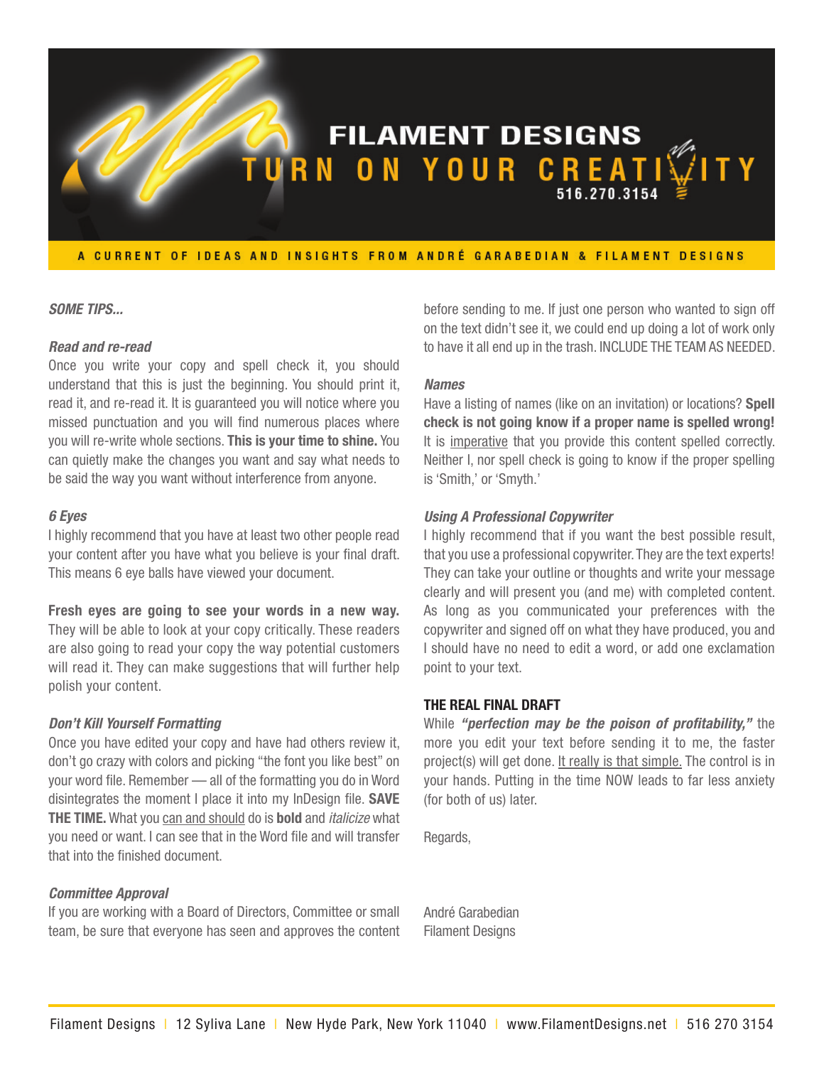# FILAMENT DESIGNS

## TURN ON YOUR CREATIVITY

516.270.3154

A CURRENT OF IDEAS AND INSIGHTS FROM ANDRÉ GARABEDIAN & FILAMENT DESIGNS

***SOME TIPS...***

***Read and re-read***

Once you write your copy and spell check it, you should understand that this is just the beginning. You should print it, read it, and re-read it. It is guaranteed you will notice where you missed punctuation and you will find numerous places where you will re-write whole sections. **This is your time to shine.** You can quietly make the changes you want and say what needs to be said the way you want without interference from anyone.

***6 Eyes***

I highly recommend that you have at least two other people read your content after you have what you believe is your final draft. This means 6 eye balls have viewed your document.

**Fresh eyes are going to see your words in a new way.** They will be able to look at your copy critically. These readers are also going to read your copy the way potential customers will read it. They can make suggestions that will further help polish your content.

***Don't Kill Yourself Formatting***

Once you have edited your copy and have had others review it, don't go crazy with colors and picking "the font you like best" on your word file. Remember — all of the formatting you do in Word disintegrates the moment I place it into my InDesign file. **SAVE THE TIME.** What you <u>can and should</u> do is **bold** and *italicize* what you need or want. I can see that in the Word file and will transfer that into the finished document.

***Committee Approval***

If you are working with a Board of Directors, Committee or small team, be sure that everyone has seen and approves the content before sending to me. If just one person who wanted to sign off on the text didn't see it, we could end up doing a lot of work only to have it all end up in the trash. INCLUDE THE TEAM AS NEEDED.

***Names***

Have a listing of names (like on an invitation) or locations? **Spell check is not going know if a proper name is spelled wrong!** It is <u>imperative</u> that you provide this content spelled correctly. Neither I, nor spell check is going to know if the proper spelling is 'Smith,' or 'Smyth.'

***Using A Professional Copywriter***

I highly recommend that if you want the best possible result, that you use a professional copywriter. They are the text experts! They can take your outline or thoughts and write your message clearly and will present you (and me) with completed content. As long as you communicated your preferences with the copywriter and signed off on what they have produced, you and I should have no need to edit a word, or add one exclamation point to your text.

**THE REAL FINAL DRAFT**

While ***"perfection may be the poison of profitability,"*** the more you edit your text before sending it to me, the faster project(s) will get done. <u>It really is that simple.</u> The control is in your hands. Putting in the time NOW leads to far less anxiety (for both of us) later.

Regards,

André Garabedian
Filament Designs

Filament Designs | 12 Syliva Lane | New Hyde Park, New York 11040 | www.FilamentDesigns.net | 516 270 3154